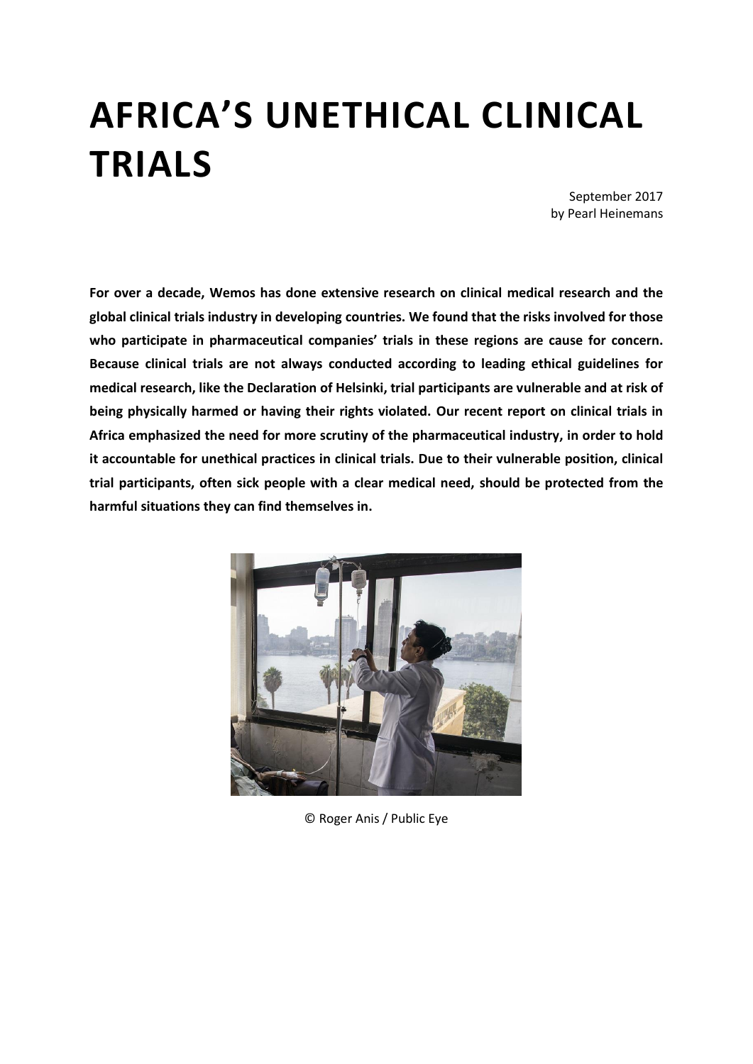# AFRICA'S UNETHICAL CLINICAL TRIALS

September 2017
by Pearl Heinemans

**For over a decade, Wemos has done extensive research on clinical medical research and the global clinical trials industry in developing countries. We found that the risks involved for those who participate in pharmaceutical companies' trials in these regions are cause for concern. Because clinical trials are not always conducted according to leading ethical guidelines for medical research, like the Declaration of Helsinki, trial participants are vulnerable and at risk of being physically harmed or having their rights violated. Our recent report on clinical trials in Africa emphasized the need for more scrutiny of the pharmaceutical industry, in order to hold it accountable for unethical practices in clinical trials. Due to their vulnerable position, clinical trial participants, often sick people with a clear medical need, should be protected from the harmful situations they can find themselves in.**

© Roger Anis / Public Eye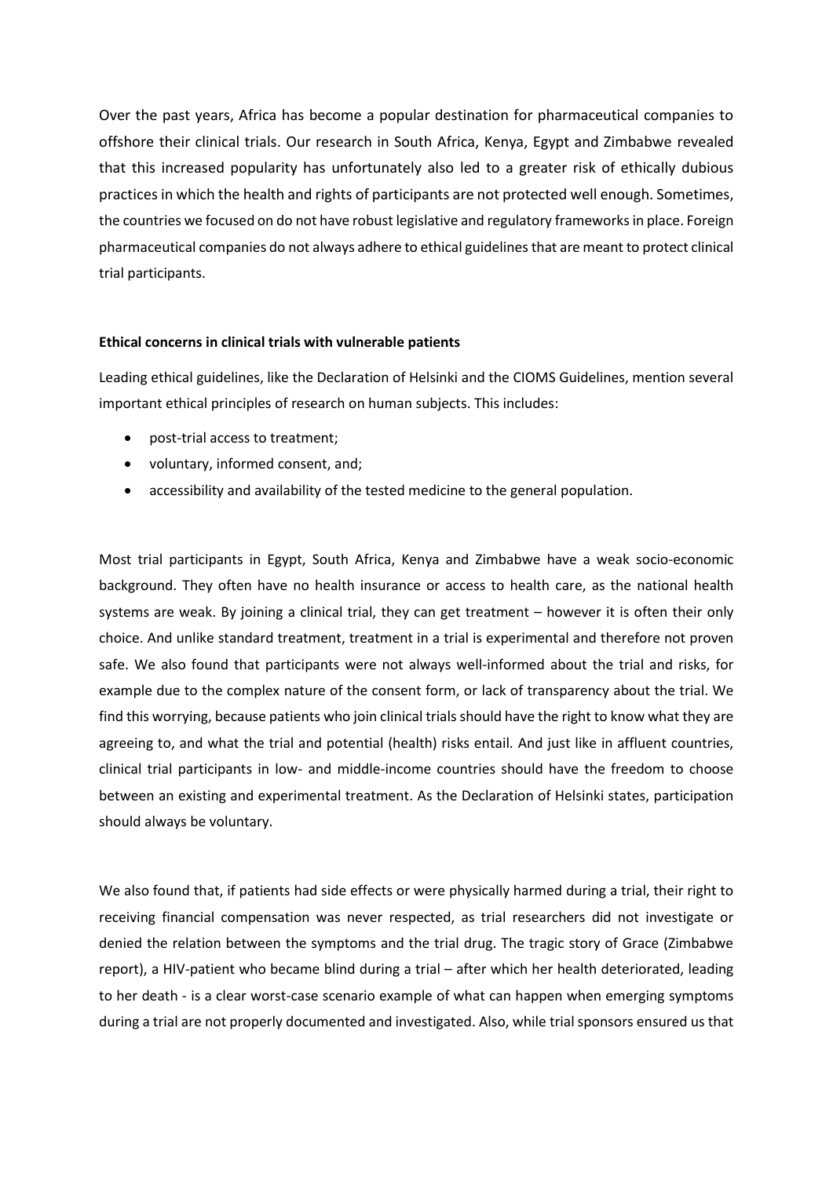Over the past years, Africa has become a popular destination for pharmaceutical companies to offshore their clinical trials. Our research in South Africa, Kenya, Egypt and Zimbabwe revealed that this increased popularity has unfortunately also led to a greater risk of ethically dubious practices in which the health and rights of participants are not protected well enough. Sometimes, the countries we focused on do not have robust legislative and regulatory frameworks in place. Foreign pharmaceutical companies do not always adhere to ethical guidelines that are meant to protect clinical trial participants.

**Ethical concerns in clinical trials with vulnerable patients**

Leading ethical guidelines, like the Declaration of Helsinki and the CIOMS Guidelines, mention several important ethical principles of research on human subjects. This includes:

- post-trial access to treatment;
- voluntary, informed consent, and;
- accessibility and availability of the tested medicine to the general population.

Most trial participants in Egypt, South Africa, Kenya and Zimbabwe have a weak socio-economic background. They often have no health insurance or access to health care, as the national health systems are weak. By joining a clinical trial, they can get treatment – however it is often their only choice. And unlike standard treatment, treatment in a trial is experimental and therefore not proven safe. We also found that participants were not always well-informed about the trial and risks, for example due to the complex nature of the consent form, or lack of transparency about the trial. We find this worrying, because patients who join clinical trials should have the right to know what they are agreeing to, and what the trial and potential (health) risks entail. And just like in affluent countries, clinical trial participants in low- and middle-income countries should have the freedom to choose between an existing and experimental treatment. As the Declaration of Helsinki states, participation should always be voluntary.

We also found that, if patients had side effects or were physically harmed during a trial, their right to receiving financial compensation was never respected, as trial researchers did not investigate or denied the relation between the symptoms and the trial drug. The tragic story of Grace (Zimbabwe report), a HIV-patient who became blind during a trial – after which her health deteriorated, leading to her death - is a clear worst-case scenario example of what can happen when emerging symptoms during a trial are not properly documented and investigated. Also, while trial sponsors ensured us that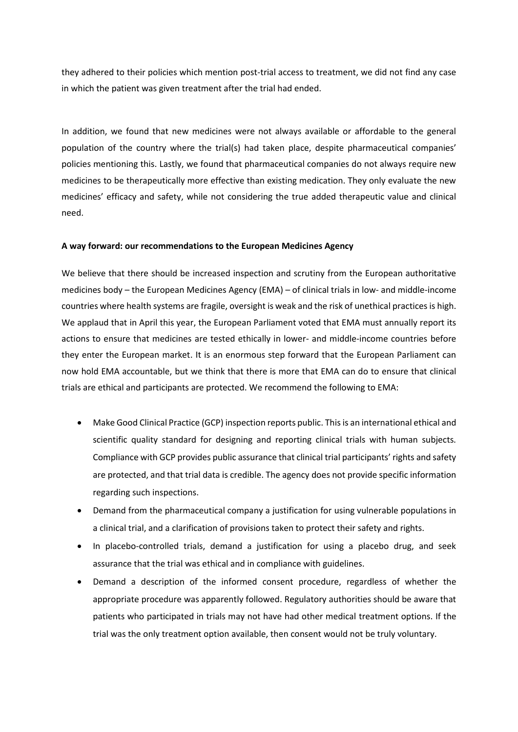they adhered to their policies which mention post-trial access to treatment, we did not find any case in which the patient was given treatment after the trial had ended.

In addition, we found that new medicines were not always available or affordable to the general population of the country where the trial(s) had taken place, despite pharmaceutical companies' policies mentioning this. Lastly, we found that pharmaceutical companies do not always require new medicines to be therapeutically more effective than existing medication. They only evaluate the new medicines' efficacy and safety, while not considering the true added therapeutic value and clinical need.

**A way forward: our recommendations to the European Medicines Agency**

We believe that there should be increased inspection and scrutiny from the European authoritative medicines body – the European Medicines Agency (EMA) – of clinical trials in low- and middle-income countries where health systems are fragile, oversight is weak and the risk of unethical practices is high. We applaud that in April this year, the European Parliament voted that EMA must annually report its actions to ensure that medicines are tested ethically in lower- and middle-income countries before they enter the European market. It is an enormous step forward that the European Parliament can now hold EMA accountable, but we think that there is more that EMA can do to ensure that clinical trials are ethical and participants are protected. We recommend the following to EMA:

- Make Good Clinical Practice (GCP) inspection reports public. This is an international ethical and scientific quality standard for designing and reporting clinical trials with human subjects. Compliance with GCP provides public assurance that clinical trial participants' rights and safety are protected, and that trial data is credible. The agency does not provide specific information regarding such inspections.
- Demand from the pharmaceutical company a justification for using vulnerable populations in a clinical trial, and a clarification of provisions taken to protect their safety and rights.
- In placebo-controlled trials, demand a justification for using a placebo drug, and seek assurance that the trial was ethical and in compliance with guidelines.
- Demand a description of the informed consent procedure, regardless of whether the appropriate procedure was apparently followed. Regulatory authorities should be aware that patients who participated in trials may not have had other medical treatment options. If the trial was the only treatment option available, then consent would not be truly voluntary.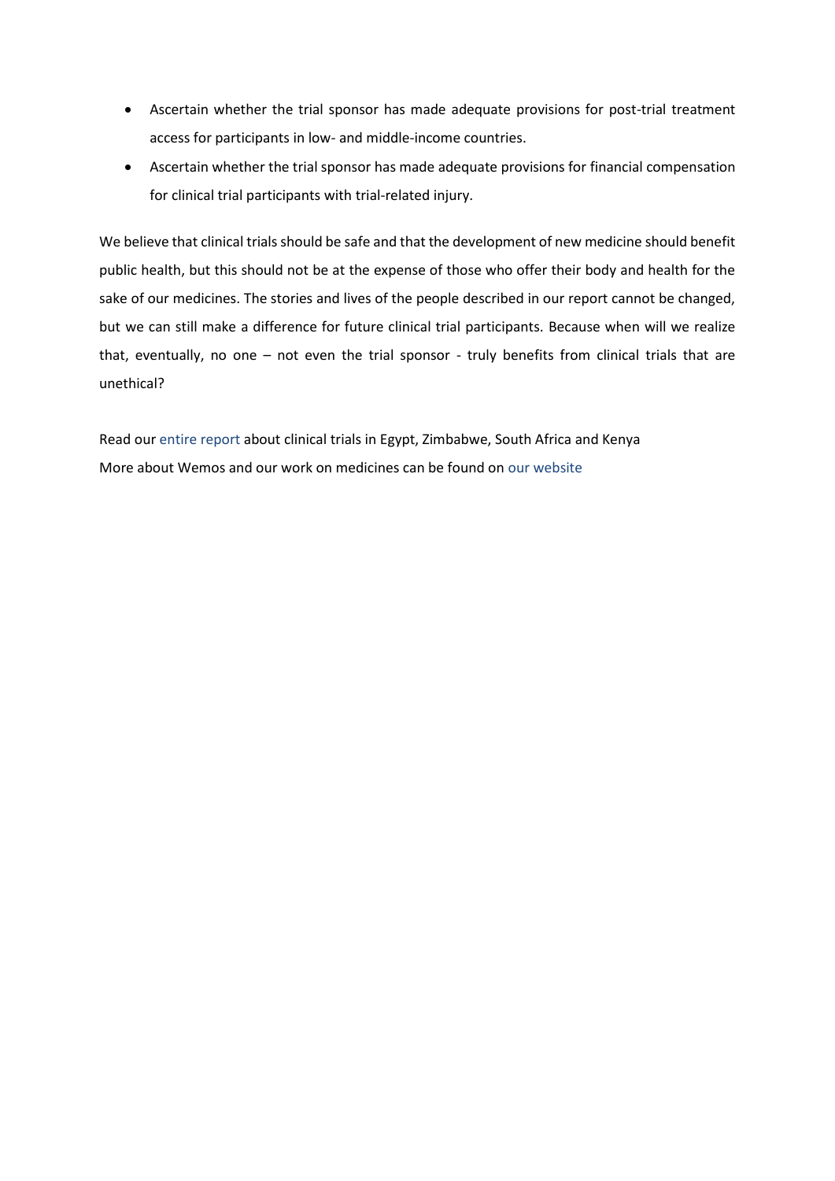- Ascertain whether the trial sponsor has made adequate provisions for post-trial treatment access for participants in low- and middle-income countries.
- Ascertain whether the trial sponsor has made adequate provisions for financial compensation for clinical trial participants with trial-related injury.

We believe that clinical trials should be safe and that the development of new medicine should benefit public health, but this should not be at the expense of those who offer their body and health for the sake of our medicines. The stories and lives of the people described in our report cannot be changed, but we can still make a difference for future clinical trial participants. Because when will we realize that, eventually, no one – not even the trial sponsor - truly benefits from clinical trials that are unethical?

Read our entire report about clinical trials in Egypt, Zimbabwe, South Africa and Kenya
More about Wemos and our work on medicines can be found on our website